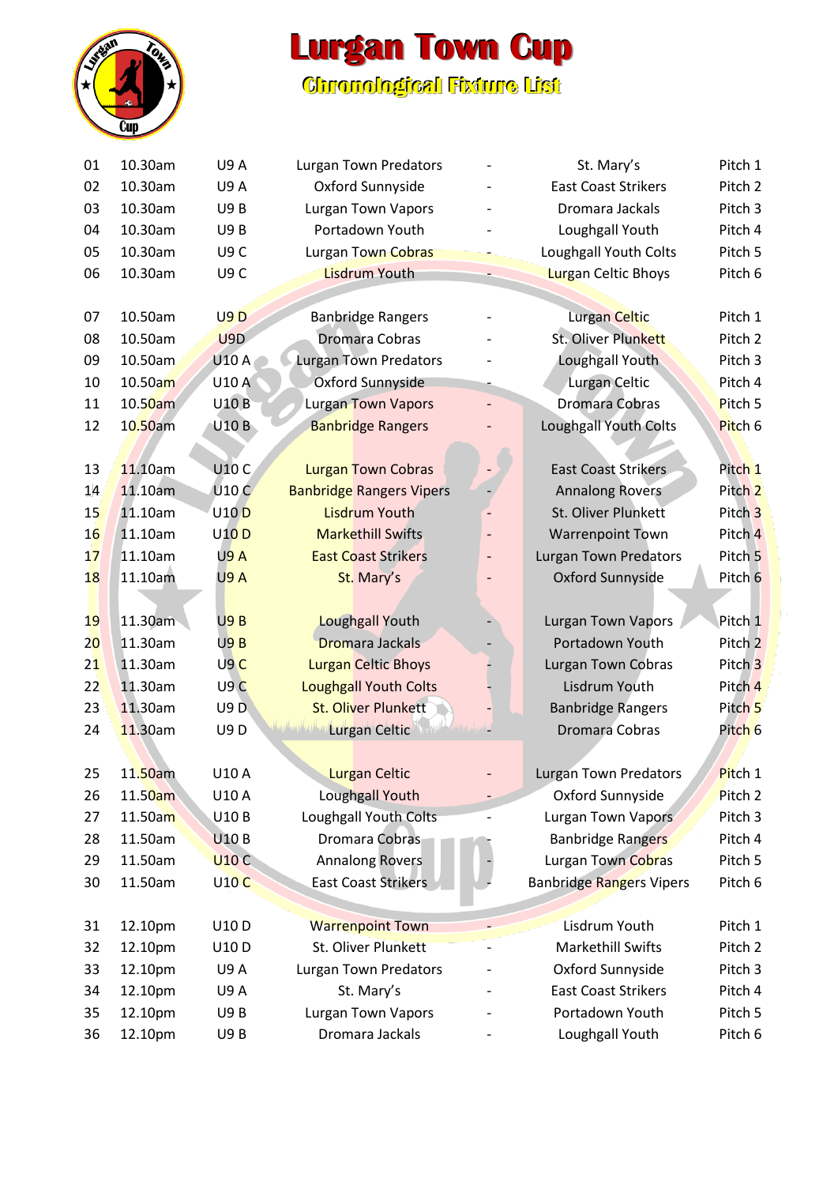# Lurgan Town Cup

## Chronological Fixture List

| No. | Time | Group | Home | | Away | Pitch |
|---|---|---|---|---|---|---|
| 01 | 10.30am | U9 A | Lurgan Town Predators | - | St. Mary's | Pitch 1 |
| 02 | 10.30am | U9 A | Oxford Sunnyside | - | East Coast Strikers | Pitch 2 |
| 03 | 10.30am | U9 B | Lurgan Town Vapors | - | Dromara Jackals | Pitch 3 |
| 04 | 10.30am | U9 B | Portadown Youth | - | Loughgall Youth | Pitch 4 |
| 05 | 10.30am | U9 C | Lurgan Town Cobras | - | Loughgall Youth Colts | Pitch 5 |
| 06 | 10.30am | U9 C | Lisdrum Youth | - | Lurgan Celtic Bhoys | Pitch 6 |
| 07 | 10.50am | U9 D | Banbridge Rangers | - | Lurgan Celtic | Pitch 1 |
| 08 | 10.50am | U9D | Dromara Cobras | - | St. Oliver Plunkett | Pitch 2 |
| 09 | 10.50am | U10 A | Lurgan Town Predators | - | Loughgall Youth | Pitch 3 |
| 10 | 10.50am | U10 A | Oxford Sunnyside | - | Lurgan Celtic | Pitch 4 |
| 11 | 10.50am | U10 B | Lurgan Town Vapors | - | Dromara Cobras | Pitch 5 |
| 12 | 10.50am | U10 B | Banbridge Rangers | - | Loughgall Youth Colts | Pitch 6 |
| 13 | 11.10am | U10 C | Lurgan Town Cobras | - | East Coast Strikers | Pitch 1 |
| 14 | 11.10am | U10 C | Banbridge Rangers Vipers | - | Annalong Rovers | Pitch 2 |
| 15 | 11.10am | U10 D | Lisdrum Youth | - | St. Oliver Plunkett | Pitch 3 |
| 16 | 11.10am | U10 D | Markethill Swifts | - | Warrenpoint Town | Pitch 4 |
| 17 | 11.10am | U9 A | East Coast Strikers | - | Lurgan Town Predators | Pitch 5 |
| 18 | 11.10am | U9 A | St. Mary's | - | Oxford Sunnyside | Pitch 6 |
| 19 | 11.30am | U9 B | Loughgall Youth | - | Lurgan Town Vapors | Pitch 1 |
| 20 | 11.30am | U9 B | Dromara Jackals | - | Portadown Youth | Pitch 2 |
| 21 | 11.30am | U9 C | Lurgan Celtic Bhoys | - | Lurgan Town Cobras | Pitch 3 |
| 22 | 11.30am | U9 C | Loughgall Youth Colts | - | Lisdrum Youth | Pitch 4 |
| 23 | 11.30am | U9 D | St. Oliver Plunkett | - | Banbridge Rangers | Pitch 5 |
| 24 | 11.30am | U9 D | Lurgan Celtic | - | Dromara Cobras | Pitch 6 |
| 25 | 11.50am | U10 A | Lurgan Celtic | - | Lurgan Town Predators | Pitch 1 |
| 26 | 11.50am | U10 A | Loughgall Youth | - | Oxford Sunnyside | Pitch 2 |
| 27 | 11.50am | U10 B | Loughgall Youth Colts | - | Lurgan Town Vapors | Pitch 3 |
| 28 | 11.50am | U10 B | Dromara Cobras | - | Banbridge Rangers | Pitch 4 |
| 29 | 11.50am | U10 C | Annalong Rovers | - | Lurgan Town Cobras | Pitch 5 |
| 30 | 11.50am | U10 C | East Coast Strikers | - | Banbridge Rangers Vipers | Pitch 6 |
| 31 | 12.10pm | U10 D | Warrenpoint Town | - | Lisdrum Youth | Pitch 1 |
| 32 | 12.10pm | U10 D | St. Oliver Plunkett | - | Markethill Swifts | Pitch 2 |
| 33 | 12.10pm | U9 A | Lurgan Town Predators | - | Oxford Sunnyside | Pitch 3 |
| 34 | 12.10pm | U9 A | St. Mary's | - | East Coast Strikers | Pitch 4 |
| 35 | 12.10pm | U9 B | Lurgan Town Vapors | - | Portadown Youth | Pitch 5 |
| 36 | 12.10pm | U9 B | Dromara Jackals | - | Loughgall Youth | Pitch 6 |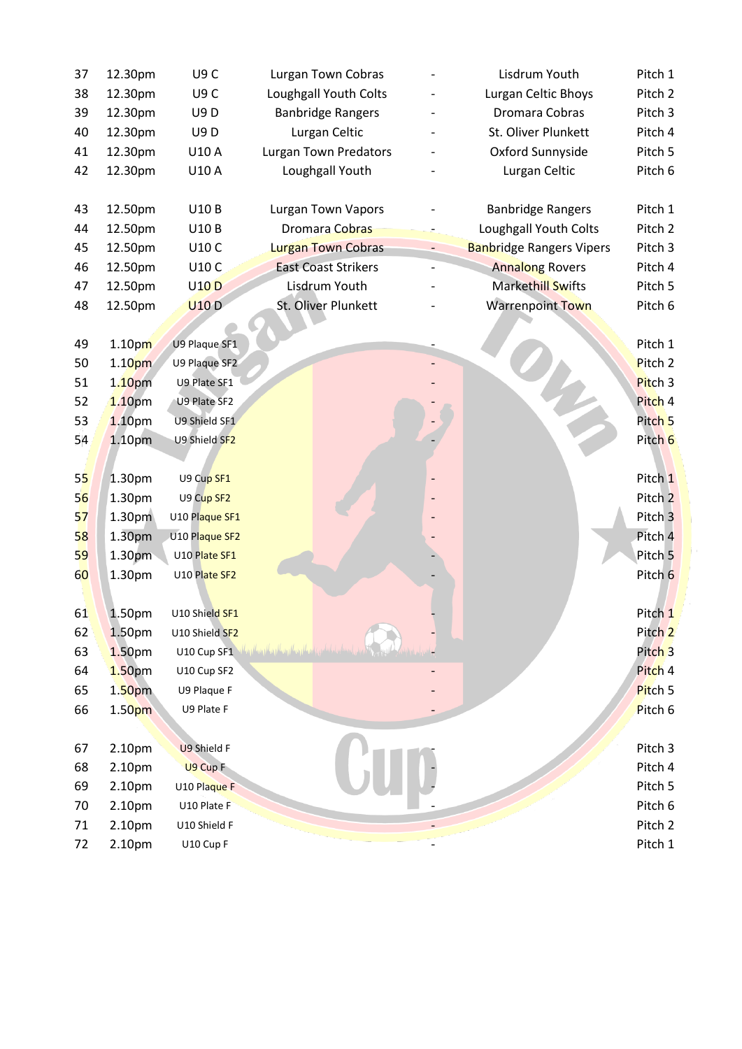| | | | | | | |
|---|---|---|---|---|---|---|
| 37 | 12.30pm | U9 C | Lurgan Town Cobras | - | Lisdrum Youth | Pitch 1 |
| 38 | 12.30pm | U9 C | Loughgall Youth Colts | - | Lurgan Celtic Bhoys | Pitch 2 |
| 39 | 12.30pm | U9 D | Banbridge Rangers | - | Dromara Cobras | Pitch 3 |
| 40 | 12.30pm | U9 D | Lurgan Celtic | - | St. Oliver Plunkett | Pitch 4 |
| 41 | 12.30pm | U10 A | Lurgan Town Predators | - | Oxford Sunnyside | Pitch 5 |
| 42 | 12.30pm | U10 A | Loughgall Youth | - | Lurgan Celtic | Pitch 6 |
| | | | | | | |
| 43 | 12.50pm | U10 B | Lurgan Town Vapors | - | Banbridge Rangers | Pitch 1 |
| 44 | 12.50pm | U10 B | Dromara Cobras | - | Loughgall Youth Colts | Pitch 2 |
| 45 | 12.50pm | U10 C | Lurgan Town Cobras | - | Banbridge Rangers Vipers | Pitch 3 |
| 46 | 12.50pm | U10 C | East Coast Strikers | - | Annalong Rovers | Pitch 4 |
| 47 | 12.50pm | U10 D | Lisdrum Youth | - | Markethill Swifts | Pitch 5 |
| 48 | 12.50pm | U10 D | St. Oliver Plunkett | - | Warrenpoint Town | Pitch 6 |
| | | | | | | |
| 49 | 1.10pm | U9 Plaque SF1 | | - | | Pitch 1 |
| 50 | 1.10pm | U9 Plaque SF2 | | - | | Pitch 2 |
| 51 | 1.10pm | U9 Plate SF1 | | - | | Pitch 3 |
| 52 | 1.10pm | U9 Plate SF2 | | - | | Pitch 4 |
| 53 | 1.10pm | U9 Shield SF1 | | - | | Pitch 5 |
| 54 | 1.10pm | U9 Shield SF2 | | - | | Pitch 6 |
| | | | | | | |
| 55 | 1.30pm | U9 Cup SF1 | | - | | Pitch 1 |
| 56 | 1.30pm | U9 Cup SF2 | | - | | Pitch 2 |
| 57 | 1.30pm | U10 Plaque SF1 | | - | | Pitch 3 |
| 58 | 1.30pm | U10 Plaque SF2 | | - | | Pitch 4 |
| 59 | 1.30pm | U10 Plate SF1 | | - | | Pitch 5 |
| 60 | 1.30pm | U10 Plate SF2 | | - | | Pitch 6 |
| | | | | | | |
| 61 | 1.50pm | U10 Shield SF1 | | - | | Pitch 1 |
| 62 | 1.50pm | U10 Shield SF2 | | - | | Pitch 2 |
| 63 | 1.50pm | U10 Cup SF1 | | - | | Pitch 3 |
| 64 | 1.50pm | U10 Cup SF2 | | - | | Pitch 4 |
| 65 | 1.50pm | U9 Plaque F | | - | | Pitch 5 |
| 66 | 1.50pm | U9 Plate F | | - | | Pitch 6 |
| | | | | | | |
| 67 | 2.10pm | U9 Shield F | | - | | Pitch 3 |
| 68 | 2.10pm | U9 Cup F | | - | | Pitch 4 |
| 69 | 2.10pm | U10 Plaque F | | - | | Pitch 5 |
| 70 | 2.10pm | U10 Plate F | | - | | Pitch 6 |
| 71 | 2.10pm | U10 Shield F | | - | | Pitch 2 |
| 72 | 2.10pm | U10 Cup F | | - | | Pitch 1 |